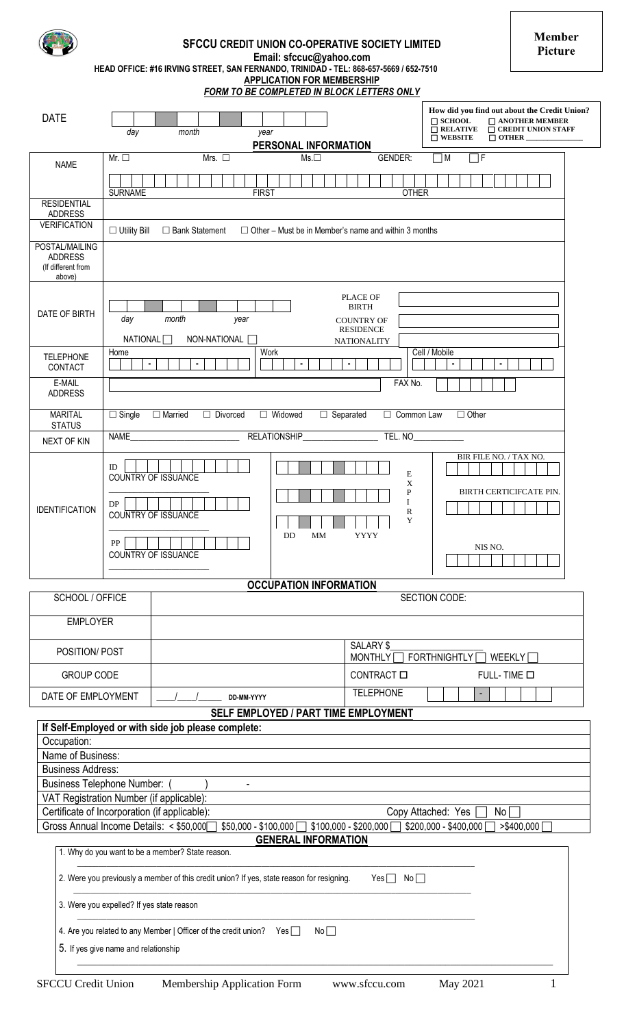# SFCCU CREDIT UNION CO-OPERATIVE SOCIETY LIMITED

**Email: sfccuc@yahoo.com**

**HEAD OFFICE: #16 IRVING STREET, SAN FERNANDO, TRINIDAD - TEL: 868-657-5669 / 652-7510**

**APPLICATION FOR MEMBERSHIP**

***FORM TO BE COMPLETED IN BLOCK LETTERS ONLY***

**Member Picture**

| DATE | day / month / year | **How did you find out about the Credit Union?** ☐ SCHOOL ☐ ANOTHER MEMBER ☐ RELATIVE ☐ CREDIT UNION STAFF ☐ WEBSITE ☐ OTHER ______________ |
|---|---|---|

## PERSONAL INFORMATION

| | |
|---|---|
| NAME | Mr. ☐ Mrs. ☐ Ms.☐ GENDER: ☐ M ☐ F<br>SURNAME FIRST OTHER |
| RESIDENTIAL ADDRESS | |
| VERIFICATION | ☐ Utility Bill ☐ Bank Statement ☐ Other – Must be in Member's name and within 3 months |
| POSTAL/MAILING ADDRESS (If different from above) | |
| DATE OF BIRTH | day month year<br>NATIONAL ☐ NON-NATIONAL ☐<br>PLACE OF BIRTH<br>COUNTRY OF RESIDENCE<br>NATIONALITY |
| TELEPHONE CONTACT | Home - - Work - - Cell / Mobile - - |
| E-MAIL ADDRESS | FAX No. |
| MARITAL STATUS | ☐ Single ☐ Married ☐ Divorced ☐ Widowed ☐ Separated ☐ Common Law ☐ Other |
| NEXT OF KIN | NAME______________________ RELATIONSHIP________________ TEL. NO___________ |
| IDENTIFICATION | ID COUNTRY OF ISSUANCE ______________<br>DP COUNTRY OF ISSUANCE ______________<br>PP COUNTRY OF ISSUANCE ______________<br>EXPIRY DD MM YYYY<br>BIR FILE NO. / TAX NO.<br>BIRTH CERTICIFCATE PIN.<br>NIS NO. |

## OCCUPATION INFORMATION

| | | |
|---|---|---|
| SCHOOL / OFFICE | | SECTION CODE: |
| EMPLOYER | | |
| POSITION/ POST | | SALARY $________________ MONTHLY ☐ FORTHNIGHTLY ☐ WEEKLY ☐ |
| GROUP CODE | | CONTRACT ☐ FULL- TIME ☐ |
| DATE OF EMPLOYMENT | ____/____/______ DD-MM-YYYY | TELEPHONE - |

## SELF EMPLOYED / PART TIME EMPLOYMENT

**If Self-Employed or with side job please complete:**

Occupation:

Name of Business:

Business Address:

Business Telephone Number: ( ) -

VAT Registration Number (if applicable):

Certificate of Incorporation (if applicable): Copy Attached: Yes ☐ No ☐

Gross Annual Income Details: < $50,000 ☐ $50,000 - $100,000 ☐ $100,000 - $200,000 ☐ $200,000 - $400,000 ☐ >$400,000 ☐

## GENERAL INFORMATION

1. Why do you want to be a member? State reason.

______________________________________________________________________

2. Were you previously a member of this credit union? If yes, state reason for resigning. Yes ☐ No ☐

______________________________________________________________________

3. Were you expelled? If yes state reason

______________________________________________________________________

4. Are you related to any Member | Officer of the credit union? Yes ☐ No ☐

5. If yes give name and relationship

______________________________________________________________________

SFCCU Credit Union Membership Application Form www.sfccu.com May 2021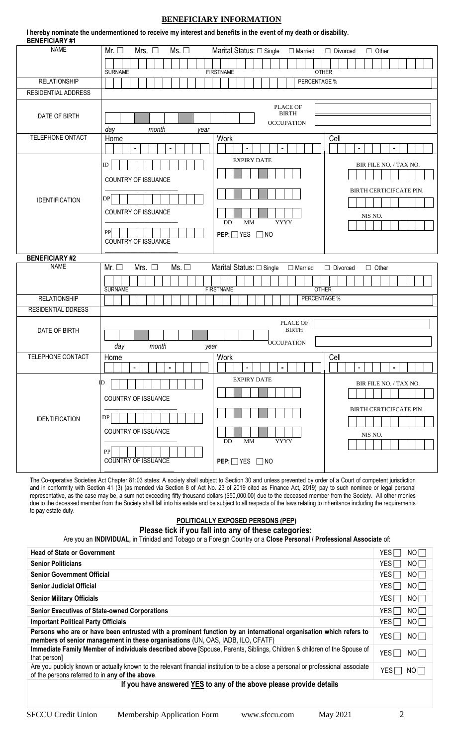## BENEFICIARY INFORMATION

**I hereby nominate the undermentioned to receive my interest and benefits in the event of my death or disability.**

**BENEFICIARY #1**

| | | | |
|---|---|---|---|
| NAME | Mr. ☐ Mrs. ☐ Ms. ☐ | Marital Status: ☐ Single ☐ Married | ☐ Divorced ☐ Other |
| | SURNAME | FIRSTNAME | OTHER |
| RELATIONSHIP | | PERCENTAGE % | |
| RESIDENTIAL ADDRESS | | | |
| DATE OF BIRTH | day month year | PLACE OF BIRTH<br>OCCUPATION | |
| TELEPHONE ONTACT | Home | Work | Cell |
| IDENTIFICATION | ID<br>COUNTRY OF ISSUANCE<br>DP<br>COUNTRY OF ISSUANCE<br>PP<br>COUNTRY OF ISSUANCE | EXPIRY DATE<br>DD MM YYYY<br>**PEP:** ☐ YES ☐ NO | BIR FILE NO. / TAX NO.<br>BIRTH CERTICIFCATE PIN.<br>NIS NO. |

**BENEFICIARY #2**

| | | | |
|---|---|---|---|
| NAME | Mr. ☐ Mrs. ☐ Ms. ☐ | Marital Status: ☐ Single ☐ Married | ☐ Divorced ☐ Other |
| | SURNAME | FIRSTNAME | OTHER |
| RELATIONSHIP | | PERCENTAGE % | |
| RESIDENTIAL DDRESS | | | |
| DATE OF BIRTH | day month year | PLACE OF BIRTH<br>OCCUPATION | |
| TELEPHONE CONTACT | Home | Work | Cell |
| IDENTIFICATION | ID<br>COUNTRY OF ISSUANCE<br>DP<br>COUNTRY OF ISSUANCE<br>PP<br>COUNTRY OF ISSUANCE | EXPIRY DATE<br>DD MM YYYY<br>**PEP:** ☐ YES ☐ NO | BIR FILE NO. / TAX NO.<br>BIRTH CERTICIFCATE PIN.<br>NIS NO. |

The Co-operative Societies Act Chapter 81:03 states: A society shall subject to Section 30 and unless prevented by order of a Court of competent jurisdiction and in conformity with Section 41 (3) (as mended via Section 8 of Act No. 23 of 2019 cited as Finance Act, 2019) pay to such nominee or legal personal representative, as the case may be, a sum not exceeding fifty thousand dollars ($50,000.00) due to the deceased member from the Society. All other monies due to the deceased member from the Society shall fall into his estate and be subject to all respects of the laws relating to inheritance including the requirements to pay estate duty.

### POLITICALLY EXPOSED PERSONS (PEP)

**Please tick if you fall into any of these categories:**

Are you an **INDIVIDUAL,** in Trinidad and Tobago or a Foreign Country or a **Close Personal / Professional Associate** of:

| | |
|---|---|
| **Head of State or Government** | YES ☐ NO ☐ |
| **Senior Politicians** | YES ☐ NO ☐ |
| **Senior Government Official** | YES ☐ NO ☐ |
| **Senior Judicial Official** | YES ☐ NO ☐ |
| **Senior Military Officials** | YES ☐ NO ☐ |
| **Senior Executives of State-owned Corporations** | YES ☐ NO ☐ |
| **Important Political Party Officials** | YES ☐ NO ☐ |
| **Persons who are or have been entrusted with a prominent function by an international organisation which refers to members of senior management in these organisations** (UN, OAS, IADB, ILO, CFATF) | YES ☐ NO ☐ |
| **Immediate Family Member of individuals described above** [Spouse, Parents, Siblings, Children & children of the Spouse of that person] | YES ☐ NO ☐ |
| Are you publicly known or actually known to the relevant financial institution to be a close a personal or professional associate of the persons referred to in **any of the above**. | YES ☐ NO ☐ |

**If you have answered YES to any of the above please provide details**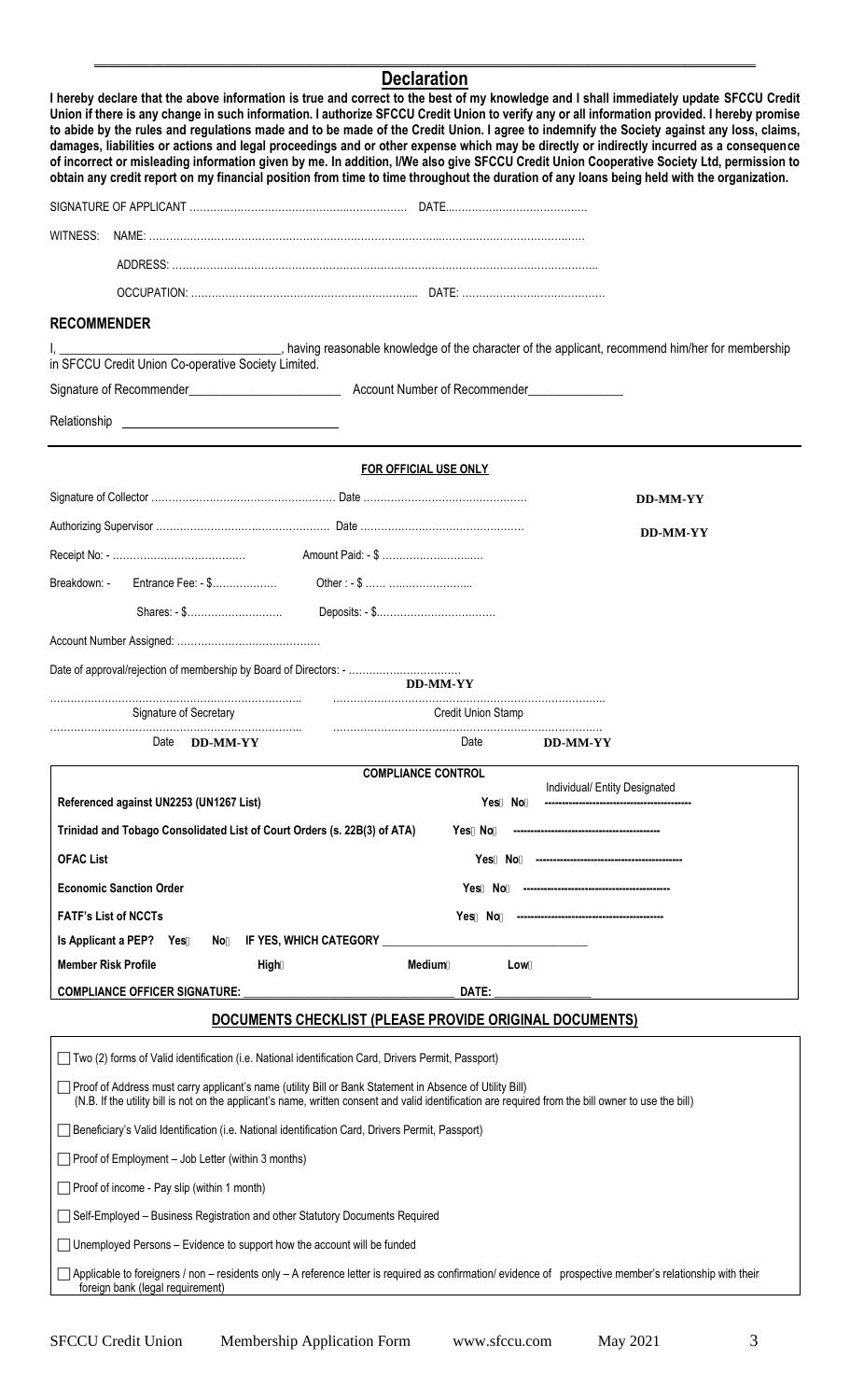## Declaration

**I hereby declare that the above information is true and correct to the best of my knowledge and I shall immediately update SFCCU Credit Union if there is any change in such information. I authorize SFCCU Credit Union to verify any or all information provided. I hereby promise to abide by the rules and regulations made and to be made of the Credit Union. I agree to indemnify the Society against any loss, claims, damages, liabilities or actions and legal proceedings and or other expense which may be directly or indirectly incurred as a consequence of incorrect or misleading information given by me. In addition, I/We also give SFCCU Credit Union Cooperative Society Ltd, permission to obtain any credit report on my financial position from time to time throughout the duration of any loans being held with the organization.**

SIGNATURE OF APPLICANT ………………………………………………… DATE……………………………………

WITNESS: NAME: ……………………………………………………………………………………………………

ADDRESS: ……………………………………………………………………………………………………

OCCUPATION: ………………………………………………………… DATE: ……………………………………

### RECOMMENDER

I, ________________________________, having reasonable knowledge of the character of the applicant, recommend him/her for membership in SFCCU Credit Union Co-operative Society Limited.

Signature of Recommender_______________________ Account Number of Recommender_______________

Relationship ______________________________

### FOR OFFICIAL USE ONLY

Signature of Collector …………………………………………… Date ……………………………………… **DD-MM-YY**

Authorizing Supervisor …………………………………………… Date ……………………………………… **DD-MM-YY**

Receipt No: - ………………………………… Amount Paid: - $ ………………………

Breakdown: - Entrance Fee: - $……………… Other : - $ …… ……………………

Shares: - $……………………… Deposits: - $……………………………

Account Number Assigned: ……………………………………

Date of approval/rejection of membership by Board of Directors: - …………………………… **DD-MM-YY**

……………………………………………… ………………………………………………

Signature of Secretary — Credit Union Stamp

……………………………………………… ………………………………………………

Date **DD-MM-YY** — Date **DD-MM-YY**

### COMPLIANCE CONTROL

| | | Individual/ Entity Designated |
|---|---|---|
| **Referenced against UN2253 (UN1267 List)** | **Yes☐ No☐** | ------------------------------------------ |
| **Trinidad and Tobago Consolidated List of Court Orders (s. 22B(3) of ATA)** | **Yes☐ No☐** | ------------------------------------------ |
| **OFAC List** | **Yes☐ No☐** | ------------------------------------------ |
| **Economic Sanction Order** | **Yes☐ No☐** | ------------------------------------------ |
| **FATF's List of NCCTs** | **Yes☐ No☐** | ------------------------------------------ |

**Is Applicant a PEP? Yes☐ No☐ IF YES, WHICH CATEGORY** ______________________________

**Member Risk Profile** **High☐** **Medium☐** **Low☐**

**COMPLIANCE OFFICER SIGNATURE:** ______________________________ **DATE:** ______________

### DOCUMENTS CHECKLIST (PLEASE PROVIDE ORIGINAL DOCUMENTS)

- ☐ Two (2) forms of Valid identification (i.e. National identification Card, Drivers Permit, Passport)
- ☐ Proof of Address must carry applicant's name (utility Bill or Bank Statement in Absence of Utility Bill)
  (N.B. If the utility bill is not on the applicant's name, written consent and valid identification are required from the bill owner to use the bill)
- ☐ Beneficiary's Valid Identification (i.e. National identification Card, Drivers Permit, Passport)
- ☐ Proof of Employment – Job Letter (within 3 months)
- ☐ Proof of income - Pay slip (within 1 month)
- ☐ Self-Employed – Business Registration and other Statutory Documents Required
- ☐ Unemployed Persons – Evidence to support how the account will be funded
- ☐ Applicable to foreigners / non – residents only – A reference letter is required as confirmation/ evidence of prospective member's relationship with their foreign bank (legal requirement)